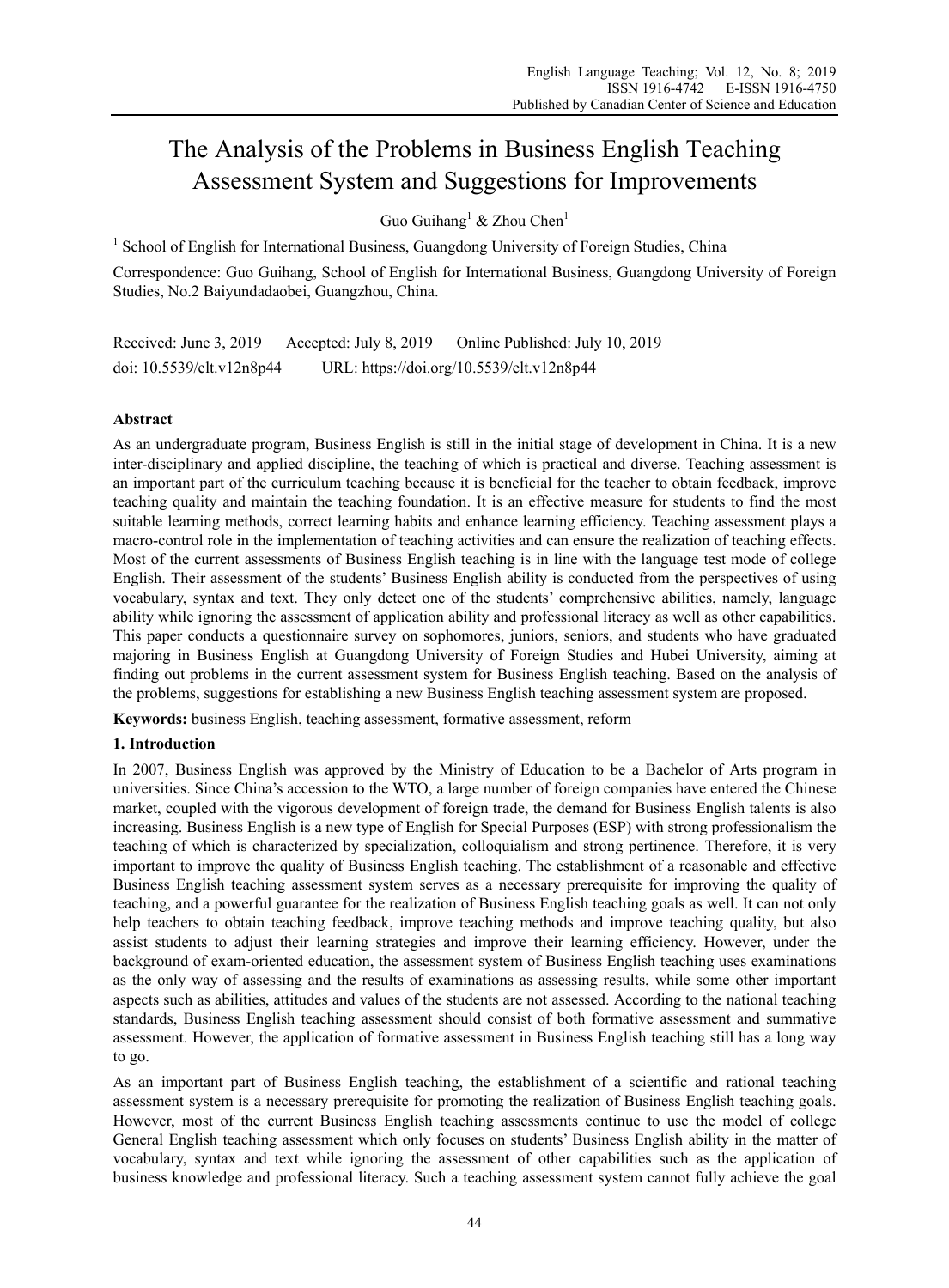# The Analysis of the Problems in Business English Teaching Assessment System and Suggestions for Improvements

Guo Guihang[1] & Zhou Chen[1]

[1] School of English for International Business, Guangdong University of Foreign Studies, China

Correspondence: Guo Guihang, School of English for International Business, Guangdong University of Foreign Studies, No.2 Baiyundadaobei, Guangzhou, China.

Received: June 3, 2019 Accepted: July 8, 2019 Online Published: July 10, 2019

doi: 10.5539/elt.v12n8p44 URL: https://doi.org/10.5539/elt.v12n8p44

## Abstract

As an undergraduate program, Business English is still in the initial stage of development in China. It is a new inter-disciplinary and applied discipline, the teaching of which is practical and diverse. Teaching assessment is an important part of the curriculum teaching because it is beneficial for the teacher to obtain feedback, improve teaching quality and maintain the teaching foundation. It is an effective measure for students to find the most suitable learning methods, correct learning habits and enhance learning efficiency. Teaching assessment plays a macro-control role in the implementation of teaching activities and can ensure the realization of teaching effects. Most of the current assessments of Business English teaching is in line with the language test mode of college English. Their assessment of the students' Business English ability is conducted from the perspectives of using vocabulary, syntax and text. They only detect one of the students' comprehensive abilities, namely, language ability while ignoring the assessment of application ability and professional literacy as well as other capabilities. This paper conducts a questionnaire survey on sophomores, juniors, seniors, and students who have graduated majoring in Business English at Guangdong University of Foreign Studies and Hubei University, aiming at finding out problems in the current assessment system for Business English teaching. Based on the analysis of the problems, suggestions for establishing a new Business English teaching assessment system are proposed.

**Keywords:** business English, teaching assessment, formative assessment, reform

## 1. Introduction

In 2007, Business English was approved by the Ministry of Education to be a Bachelor of Arts program in universities. Since China's accession to the WTO, a large number of foreign companies have entered the Chinese market, coupled with the vigorous development of foreign trade, the demand for Business English talents is also increasing. Business English is a new type of English for Special Purposes (ESP) with strong professionalism the teaching of which is characterized by specialization, colloquialism and strong pertinence. Therefore, it is very important to improve the quality of Business English teaching. The establishment of a reasonable and effective Business English teaching assessment system serves as a necessary prerequisite for improving the quality of teaching, and a powerful guarantee for the realization of Business English teaching goals as well. It can not only help teachers to obtain teaching feedback, improve teaching methods and improve teaching quality, but also assist students to adjust their learning strategies and improve their learning efficiency. However, under the background of exam-oriented education, the assessment system of Business English teaching uses examinations as the only way of assessing and the results of examinations as assessing results, while some other important aspects such as abilities, attitudes and values of the students are not assessed. According to the national teaching standards, Business English teaching assessment should consist of both formative assessment and summative assessment. However, the application of formative assessment in Business English teaching still has a long way to go.

As an important part of Business English teaching, the establishment of a scientific and rational teaching assessment system is a necessary prerequisite for promoting the realization of Business English teaching goals. However, most of the current Business English teaching assessments continue to use the model of college General English teaching assessment which only focuses on students' Business English ability in the matter of vocabulary, syntax and text while ignoring the assessment of other capabilities such as the application of business knowledge and professional literacy. Such a teaching assessment system cannot fully achieve the goal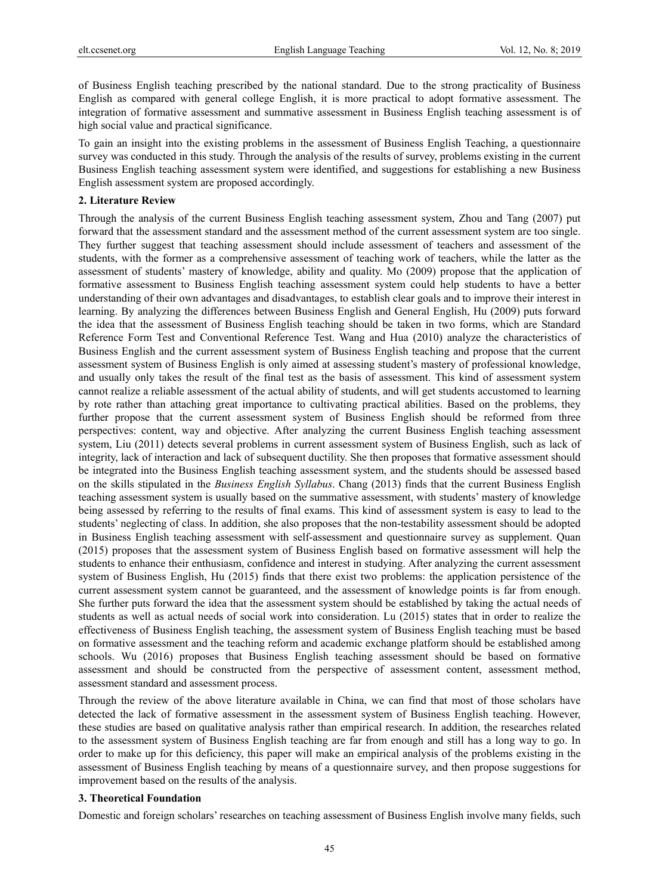of Business English teaching prescribed by the national standard. Due to the strong practicality of Business English as compared with general college English, it is more practical to adopt formative assessment. The integration of formative assessment and summative assessment in Business English teaching assessment is of high social value and practical significance.

To gain an insight into the existing problems in the assessment of Business English Teaching, a questionnaire survey was conducted in this study. Through the analysis of the results of survey, problems existing in the current Business English teaching assessment system were identified, and suggestions for establishing a new Business English assessment system are proposed accordingly.

## 2. Literature Review

Through the analysis of the current Business English teaching assessment system, Zhou and Tang (2007) put forward that the assessment standard and the assessment method of the current assessment system are too single. They further suggest that teaching assessment should include assessment of teachers and assessment of the students, with the former as a comprehensive assessment of teaching work of teachers, while the latter as the assessment of students' mastery of knowledge, ability and quality. Mo (2009) propose that the application of formative assessment to Business English teaching assessment system could help students to have a better understanding of their own advantages and disadvantages, to establish clear goals and to improve their interest in learning. By analyzing the differences between Business English and General English, Hu (2009) puts forward the idea that the assessment of Business English teaching should be taken in two forms, which are Standard Reference Form Test and Conventional Reference Test. Wang and Hua (2010) analyze the characteristics of Business English and the current assessment system of Business English teaching and propose that the current assessment system of Business English is only aimed at assessing student's mastery of professional knowledge, and usually only takes the result of the final test as the basis of assessment. This kind of assessment system cannot realize a reliable assessment of the actual ability of students, and will get students accustomed to learning by rote rather than attaching great importance to cultivating practical abilities. Based on the problems, they further propose that the current assessment system of Business English should be reformed from three perspectives: content, way and objective. After analyzing the current Business English teaching assessment system, Liu (2011) detects several problems in current assessment system of Business English, such as lack of integrity, lack of interaction and lack of subsequent ductility. She then proposes that formative assessment should be integrated into the Business English teaching assessment system, and the students should be assessed based on the skills stipulated in the *Business English Syllabus*. Chang (2013) finds that the current Business English teaching assessment system is usually based on the summative assessment, with students' mastery of knowledge being assessed by referring to the results of final exams. This kind of assessment system is easy to lead to the students' neglecting of class. In addition, she also proposes that the non-testability assessment should be adopted in Business English teaching assessment with self-assessment and questionnaire survey as supplement. Quan (2015) proposes that the assessment system of Business English based on formative assessment will help the students to enhance their enthusiasm, confidence and interest in studying. After analyzing the current assessment system of Business English, Hu (2015) finds that there exist two problems: the application persistence of the current assessment system cannot be guaranteed, and the assessment of knowledge points is far from enough. She further puts forward the idea that the assessment system should be established by taking the actual needs of students as well as actual needs of social work into consideration. Lu (2015) states that in order to realize the effectiveness of Business English teaching, the assessment system of Business English teaching must be based on formative assessment and the teaching reform and academic exchange platform should be established among schools. Wu (2016) proposes that Business English teaching assessment should be based on formative assessment and should be constructed from the perspective of assessment content, assessment method, assessment standard and assessment process.

Through the review of the above literature available in China, we can find that most of those scholars have detected the lack of formative assessment in the assessment system of Business English teaching. However, these studies are based on qualitative analysis rather than empirical research. In addition, the researches related to the assessment system of Business English teaching are far from enough and still has a long way to go. In order to make up for this deficiency, this paper will make an empirical analysis of the problems existing in the assessment of Business English teaching by means of a questionnaire survey, and then propose suggestions for improvement based on the results of the analysis.

## 3. Theoretical Foundation

Domestic and foreign scholars' researches on teaching assessment of Business English involve many fields, such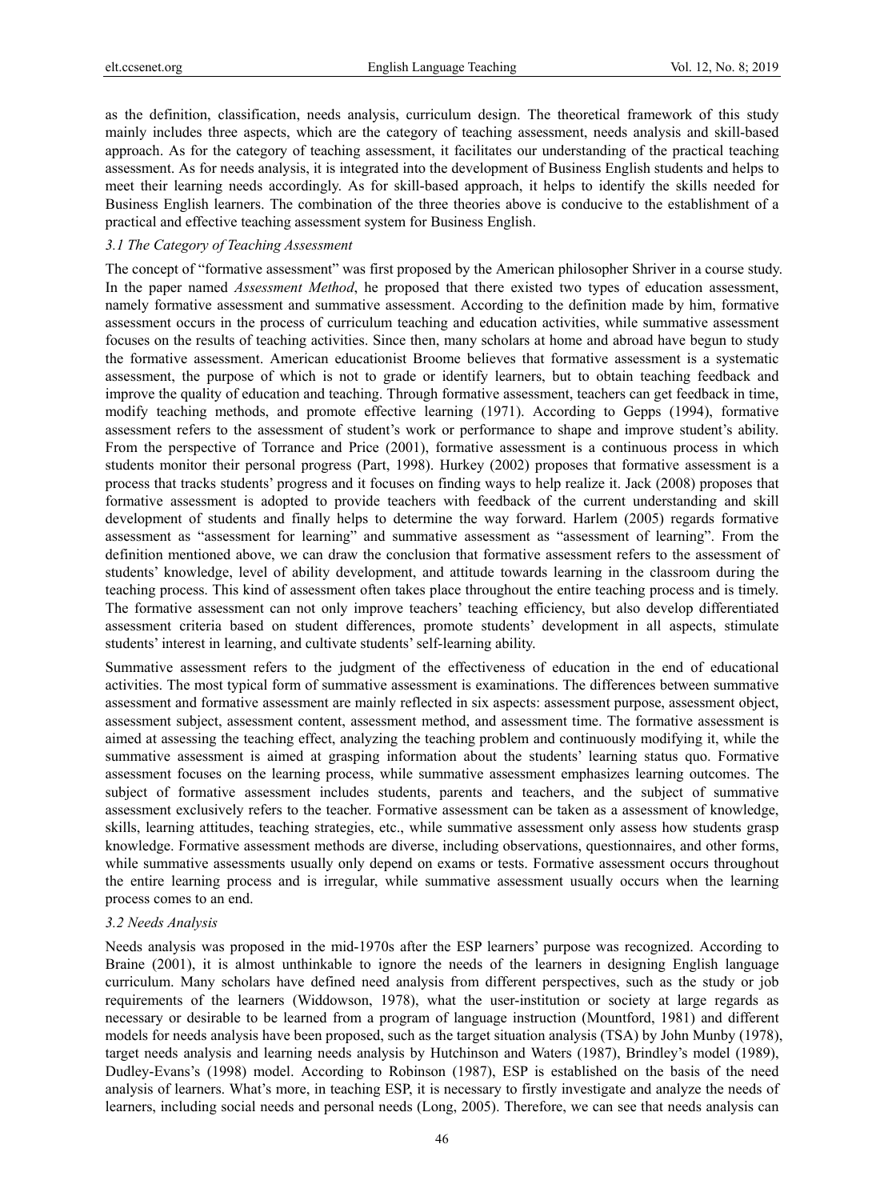as the definition, classification, needs analysis, curriculum design. The theoretical framework of this study mainly includes three aspects, which are the category of teaching assessment, needs analysis and skill-based approach. As for the category of teaching assessment, it facilitates our understanding of the practical teaching assessment. As for needs analysis, it is integrated into the development of Business English students and helps to meet their learning needs accordingly. As for skill-based approach, it helps to identify the skills needed for Business English learners. The combination of the three theories above is conducive to the establishment of a practical and effective teaching assessment system for Business English.

### *3.1 The Category of Teaching Assessment*

The concept of "formative assessment" was first proposed by the American philosopher Shriver in a course study. In the paper named *Assessment Method*, he proposed that there existed two types of education assessment, namely formative assessment and summative assessment. According to the definition made by him, formative assessment occurs in the process of curriculum teaching and education activities, while summative assessment focuses on the results of teaching activities. Since then, many scholars at home and abroad have begun to study the formative assessment. American educationist Broome believes that formative assessment is a systematic assessment, the purpose of which is not to grade or identify learners, but to obtain teaching feedback and improve the quality of education and teaching. Through formative assessment, teachers can get feedback in time, modify teaching methods, and promote effective learning (1971). According to Gepps (1994), formative assessment refers to the assessment of student's work or performance to shape and improve student's ability. From the perspective of Torrance and Price (2001), formative assessment is a continuous process in which students monitor their personal progress (Part, 1998). Hurkey (2002) proposes that formative assessment is a process that tracks students' progress and it focuses on finding ways to help realize it. Jack (2008) proposes that formative assessment is adopted to provide teachers with feedback of the current understanding and skill development of students and finally helps to determine the way forward. Harlem (2005) regards formative assessment as "assessment for learning" and summative assessment as "assessment of learning". From the definition mentioned above, we can draw the conclusion that formative assessment refers to the assessment of students' knowledge, level of ability development, and attitude towards learning in the classroom during the teaching process. This kind of assessment often takes place throughout the entire teaching process and is timely. The formative assessment can not only improve teachers' teaching efficiency, but also develop differentiated assessment criteria based on student differences, promote students' development in all aspects, stimulate students' interest in learning, and cultivate students' self-learning ability.

Summative assessment refers to the judgment of the effectiveness of education in the end of educational activities. The most typical form of summative assessment is examinations. The differences between summative assessment and formative assessment are mainly reflected in six aspects: assessment purpose, assessment object, assessment subject, assessment content, assessment method, and assessment time. The formative assessment is aimed at assessing the teaching effect, analyzing the teaching problem and continuously modifying it, while the summative assessment is aimed at grasping information about the students' learning status quo. Formative assessment focuses on the learning process, while summative assessment emphasizes learning outcomes. The subject of formative assessment includes students, parents and teachers, and the subject of summative assessment exclusively refers to the teacher. Formative assessment can be taken as a assessment of knowledge, skills, learning attitudes, teaching strategies, etc., while summative assessment only assess how students grasp knowledge. Formative assessment methods are diverse, including observations, questionnaires, and other forms, while summative assessments usually only depend on exams or tests. Formative assessment occurs throughout the entire learning process and is irregular, while summative assessment usually occurs when the learning process comes to an end.

### *3.2 Needs Analysis*

Needs analysis was proposed in the mid-1970s after the ESP learners' purpose was recognized. According to Braine (2001), it is almost unthinkable to ignore the needs of the learners in designing English language curriculum. Many scholars have defined need analysis from different perspectives, such as the study or job requirements of the learners (Widdowson, 1978), what the user-institution or society at large regards as necessary or desirable to be learned from a program of language instruction (Mountford, 1981) and different models for needs analysis have been proposed, such as the target situation analysis (TSA) by John Munby (1978), target needs analysis and learning needs analysis by Hutchinson and Waters (1987), Brindley's model (1989), Dudley-Evans's (1998) model. According to Robinson (1987), ESP is established on the basis of the need analysis of learners. What's more, in teaching ESP, it is necessary to firstly investigate and analyze the needs of learners, including social needs and personal needs (Long, 2005). Therefore, we can see that needs analysis can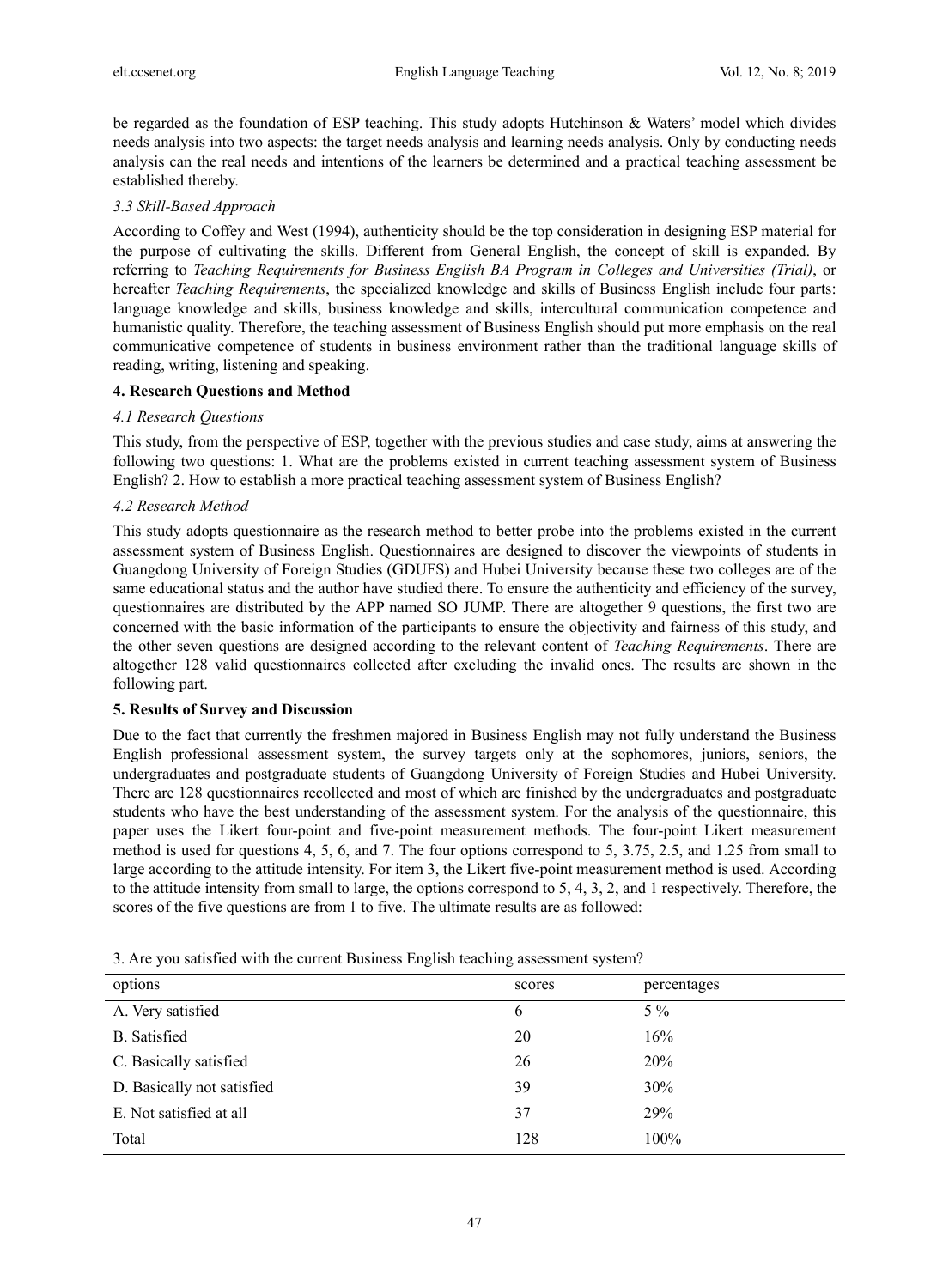be regarded as the foundation of ESP teaching. This study adopts Hutchinson & Waters' model which divides needs analysis into two aspects: the target needs analysis and learning needs analysis. Only by conducting needs analysis can the real needs and intentions of the learners be determined and a practical teaching assessment be established thereby.

### *3.3 Skill-Based Approach*

According to Coffey and West (1994), authenticity should be the top consideration in designing ESP material for the purpose of cultivating the skills. Different from General English, the concept of skill is expanded. By referring to *Teaching Requirements for Business English BA Program in Colleges and Universities (Trial)*, or hereafter *Teaching Requirements*, the specialized knowledge and skills of Business English include four parts: language knowledge and skills, business knowledge and skills, intercultural communication competence and humanistic quality. Therefore, the teaching assessment of Business English should put more emphasis on the real communicative competence of students in business environment rather than the traditional language skills of reading, writing, listening and speaking.

## **4. Research Questions and Method**

### *4.1 Research Questions*

This study, from the perspective of ESP, together with the previous studies and case study, aims at answering the following two questions: 1. What are the problems existed in current teaching assessment system of Business English? 2. How to establish a more practical teaching assessment system of Business English?

### *4.2 Research Method*

This study adopts questionnaire as the research method to better probe into the problems existed in the current assessment system of Business English. Questionnaires are designed to discover the viewpoints of students in Guangdong University of Foreign Studies (GDUFS) and Hubei University because these two colleges are of the same educational status and the author have studied there. To ensure the authenticity and efficiency of the survey, questionnaires are distributed by the APP named SO JUMP. There are altogether 9 questions, the first two are concerned with the basic information of the participants to ensure the objectivity and fairness of this study, and the other seven questions are designed according to the relevant content of *Teaching Requirements*. There are altogether 128 valid questionnaires collected after excluding the invalid ones. The results are shown in the following part.

## **5. Results of Survey and Discussion**

Due to the fact that currently the freshmen majored in Business English may not fully understand the Business English professional assessment system, the survey targets only at the sophomores, juniors, seniors, the undergraduates and postgraduate students of Guangdong University of Foreign Studies and Hubei University. There are 128 questionnaires recollected and most of which are finished by the undergraduates and postgraduate students who have the best understanding of the assessment system. For the analysis of the questionnaire, this paper uses the Likert four-point and five-point measurement methods. The four-point Likert measurement method is used for questions 4, 5, 6, and 7. The four options correspond to 5, 3.75, 2.5, and 1.25 from small to large according to the attitude intensity. For item 3, the Likert five-point measurement method is used. According to the attitude intensity from small to large, the options correspond to 5, 4, 3, 2, and 1 respectively. Therefore, the scores of the five questions are from 1 to five. The ultimate results are as followed:

3. Are you satisfied with the current Business English teaching assessment system?

| options | scores | percentages |
|---|---|---|
| A. Very satisfied | 6 | 5 % |
| B. Satisfied | 20 | 16% |
| C. Basically satisfied | 26 | 20% |
| D. Basically not satisfied | 39 | 30% |
| E. Not satisfied at all | 37 | 29% |
| Total | 128 | 100% |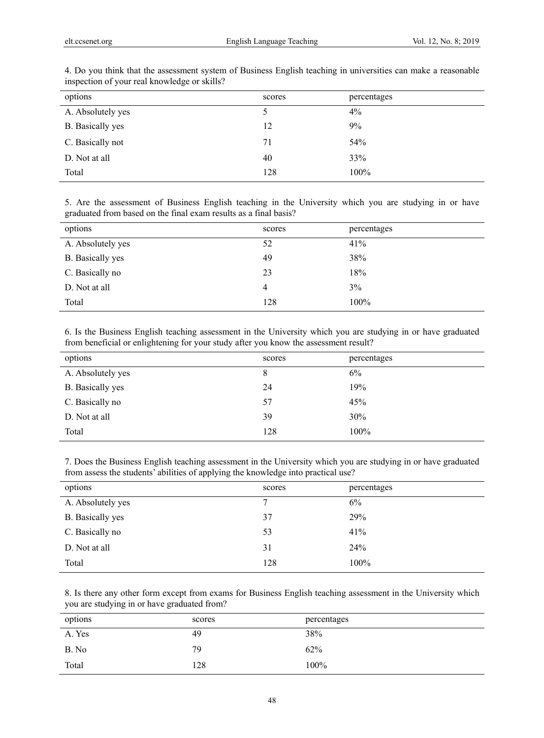4. Do you think that the assessment system of Business English teaching in universities can make a reasonable inspection of your real knowledge or skills?

| options | scores | percentages |
|---|---|---|
| A. Absolutely yes | 5 | 4% |
| B. Basically yes | 12 | 9% |
| C. Basically not | 71 | 54% |
| D. Not at all | 40 | 33% |
| Total | 128 | 100% |

5. Are the assessment of Business English teaching in the University which you are studying in or have graduated from based on the final exam results as a final basis?

| options | scores | percentages |
|---|---|---|
| A. Absolutely yes | 52 | 41% |
| B. Basically yes | 49 | 38% |
| C. Basically no | 23 | 18% |
| D. Not at all | 4 | 3% |
| Total | 128 | 100% |

6. Is the Business English teaching assessment in the University which you are studying in or have graduated from beneficial or enlightening for your study after you know the assessment result?

| options | scores | percentages |
|---|---|---|
| A. Absolutely yes | 8 | 6% |
| B. Basically yes | 24 | 19% |
| C. Basically no | 57 | 45% |
| D. Not at all | 39 | 30% |
| Total | 128 | 100% |

7. Does the Business English teaching assessment in the University which you are studying in or have graduated from assess the students' abilities of applying the knowledge into practical use?

| options | scores | percentages |
|---|---|---|
| A. Absolutely yes | 7 | 6% |
| B. Basically yes | 37 | 29% |
| C. Basically no | 53 | 41% |
| D. Not at all | 31 | 24% |
| Total | 128 | 100% |

8. Is there any other form except from exams for Business English teaching assessment in the University which you are studying in or have graduated from?

| options | scores | percentages |
|---|---|---|
| A. Yes | 49 | 38% |
| B. No | 79 | 62% |
| Total | 128 | 100% |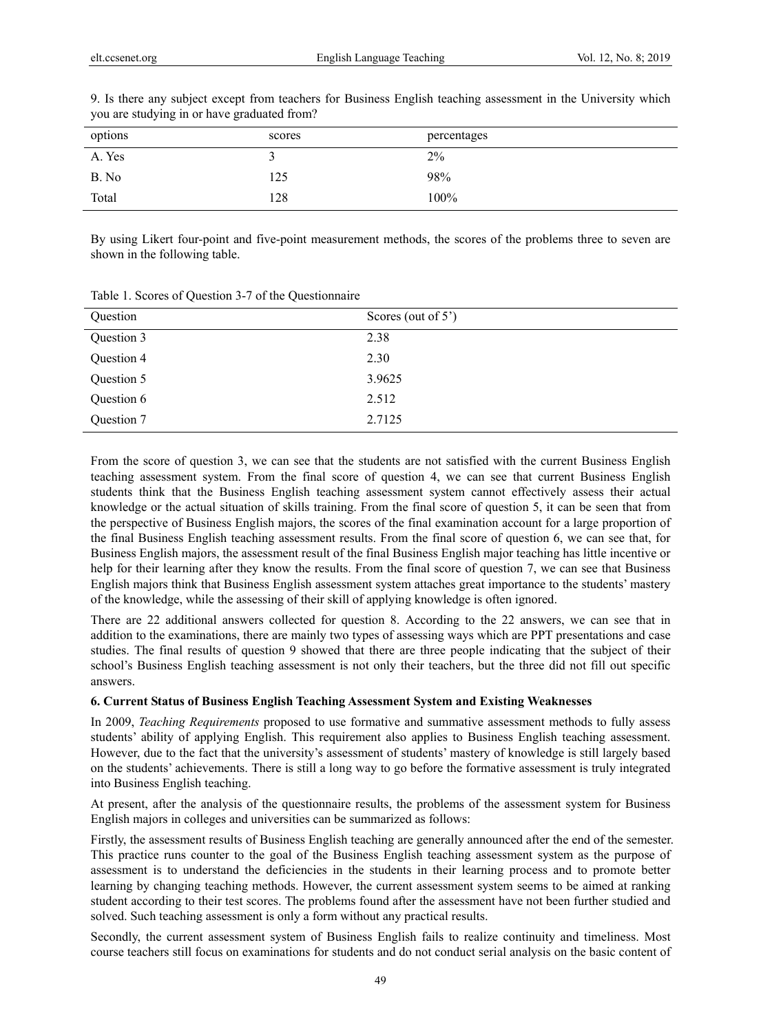9. Is there any subject except from teachers for Business English teaching assessment in the University which you are studying in or have graduated from?

| options | scores | percentages |
|---|---|---|
| A. Yes | 3 | 2% |
| B. No | 125 | 98% |
| Total | 128 | 100% |

By using Likert four-point and five-point measurement methods, the scores of the problems three to seven are shown in the following table.

Table 1. Scores of Question 3-7 of the Questionnaire

| Question | Scores (out of 5') |
|---|---|
| Question 3 | 2.38 |
| Question 4 | 2.30 |
| Question 5 | 3.9625 |
| Question 6 | 2.512 |
| Question 7 | 2.7125 |

From the score of question 3, we can see that the students are not satisfied with the current Business English teaching assessment system. From the final score of question 4, we can see that current Business English students think that the Business English teaching assessment system cannot effectively assess their actual knowledge or the actual situation of skills training. From the final score of question 5, it can be seen that from the perspective of Business English majors, the scores of the final examination account for a large proportion of the final Business English teaching assessment results. From the final score of question 6, we can see that, for Business English majors, the assessment result of the final Business English major teaching has little incentive or help for their learning after they know the results. From the final score of question 7, we can see that Business English majors think that Business English assessment system attaches great importance to the students' mastery of the knowledge, while the assessing of their skill of applying knowledge is often ignored.

There are 22 additional answers collected for question 8. According to the 22 answers, we can see that in addition to the examinations, there are mainly two types of assessing ways which are PPT presentations and case studies. The final results of question 9 showed that there are three people indicating that the subject of their school's Business English teaching assessment is not only their teachers, but the three did not fill out specific answers.

## 6. Current Status of Business English Teaching Assessment System and Existing Weaknesses

In 2009, *Teaching Requirements* proposed to use formative and summative assessment methods to fully assess students' ability of applying English. This requirement also applies to Business English teaching assessment. However, due to the fact that the university's assessment of students' mastery of knowledge is still largely based on the students' achievements. There is still a long way to go before the formative assessment is truly integrated into Business English teaching.

At present, after the analysis of the questionnaire results, the problems of the assessment system for Business English majors in colleges and universities can be summarized as follows:

Firstly, the assessment results of Business English teaching are generally announced after the end of the semester. This practice runs counter to the goal of the Business English teaching assessment system as the purpose of assessment is to understand the deficiencies in the students in their learning process and to promote better learning by changing teaching methods. However, the current assessment system seems to be aimed at ranking student according to their test scores. The problems found after the assessment have not been further studied and solved. Such teaching assessment is only a form without any practical results.

Secondly, the current assessment system of Business English fails to realize continuity and timeliness. Most course teachers still focus on examinations for students and do not conduct serial analysis on the basic content of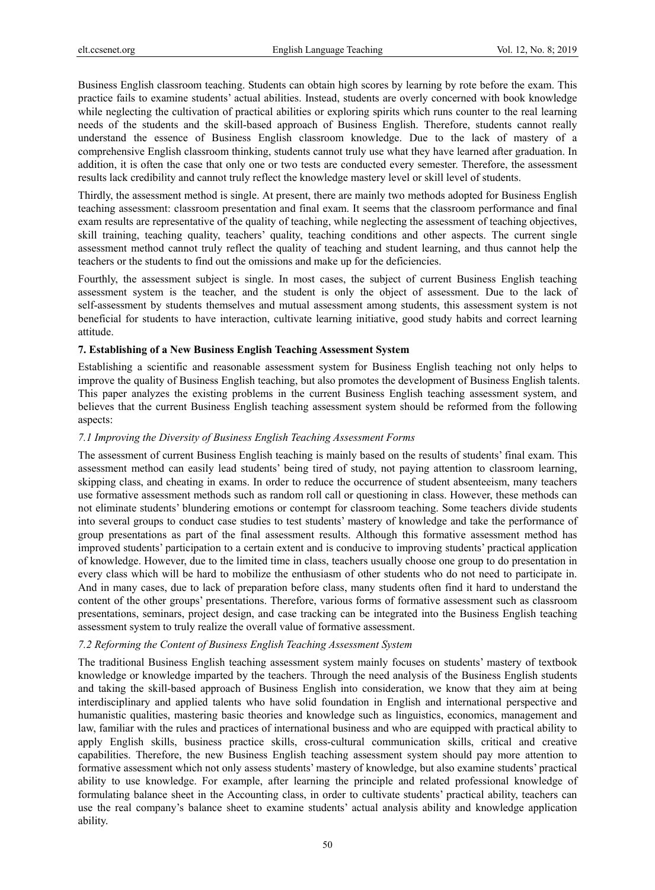Business English classroom teaching. Students can obtain high scores by learning by rote before the exam. This practice fails to examine students' actual abilities. Instead, students are overly concerned with book knowledge while neglecting the cultivation of practical abilities or exploring spirits which runs counter to the real learning needs of the students and the skill-based approach of Business English. Therefore, students cannot really understand the essence of Business English classroom knowledge. Due to the lack of mastery of a comprehensive English classroom thinking, students cannot truly use what they have learned after graduation. In addition, it is often the case that only one or two tests are conducted every semester. Therefore, the assessment results lack credibility and cannot truly reflect the knowledge mastery level or skill level of students.

Thirdly, the assessment method is single. At present, there are mainly two methods adopted for Business English teaching assessment: classroom presentation and final exam. It seems that the classroom performance and final exam results are representative of the quality of teaching, while neglecting the assessment of teaching objectives, skill training, teaching quality, teachers' quality, teaching conditions and other aspects. The current single assessment method cannot truly reflect the quality of teaching and student learning, and thus cannot help the teachers or the students to find out the omissions and make up for the deficiencies.

Fourthly, the assessment subject is single. In most cases, the subject of current Business English teaching assessment system is the teacher, and the student is only the object of assessment. Due to the lack of self-assessment by students themselves and mutual assessment among students, this assessment system is not beneficial for students to have interaction, cultivate learning initiative, good study habits and correct learning attitude.

## 7. Establishing of a New Business English Teaching Assessment System

Establishing a scientific and reasonable assessment system for Business English teaching not only helps to improve the quality of Business English teaching, but also promotes the development of Business English talents. This paper analyzes the existing problems in the current Business English teaching assessment system, and believes that the current Business English teaching assessment system should be reformed from the following aspects:

### *7.1 Improving the Diversity of Business English Teaching Assessment Forms*

The assessment of current Business English teaching is mainly based on the results of students' final exam. This assessment method can easily lead students' being tired of study, not paying attention to classroom learning, skipping class, and cheating in exams. In order to reduce the occurrence of student absenteeism, many teachers use formative assessment methods such as random roll call or questioning in class. However, these methods can not eliminate students' blundering emotions or contempt for classroom teaching. Some teachers divide students into several groups to conduct case studies to test students' mastery of knowledge and take the performance of group presentations as part of the final assessment results. Although this formative assessment method has improved students' participation to a certain extent and is conducive to improving students' practical application of knowledge. However, due to the limited time in class, teachers usually choose one group to do presentation in every class which will be hard to mobilize the enthusiasm of other students who do not need to participate in. And in many cases, due to lack of preparation before class, many students often find it hard to understand the content of the other groups' presentations. Therefore, various forms of formative assessment such as classroom presentations, seminars, project design, and case tracking can be integrated into the Business English teaching assessment system to truly realize the overall value of formative assessment.

### *7.2 Reforming the Content of Business English Teaching Assessment System*

The traditional Business English teaching assessment system mainly focuses on students' mastery of textbook knowledge or knowledge imparted by the teachers. Through the need analysis of the Business English students and taking the skill-based approach of Business English into consideration, we know that they aim at being interdisciplinary and applied talents who have solid foundation in English and international perspective and humanistic qualities, mastering basic theories and knowledge such as linguistics, economics, management and law, familiar with the rules and practices of international business and who are equipped with practical ability to apply English skills, business practice skills, cross-cultural communication skills, critical and creative capabilities. Therefore, the new Business English teaching assessment system should pay more attention to formative assessment which not only assess students' mastery of knowledge, but also examine students' practical ability to use knowledge. For example, after learning the principle and related professional knowledge of formulating balance sheet in the Accounting class, in order to cultivate students' practical ability, teachers can use the real company's balance sheet to examine students' actual analysis ability and knowledge application ability.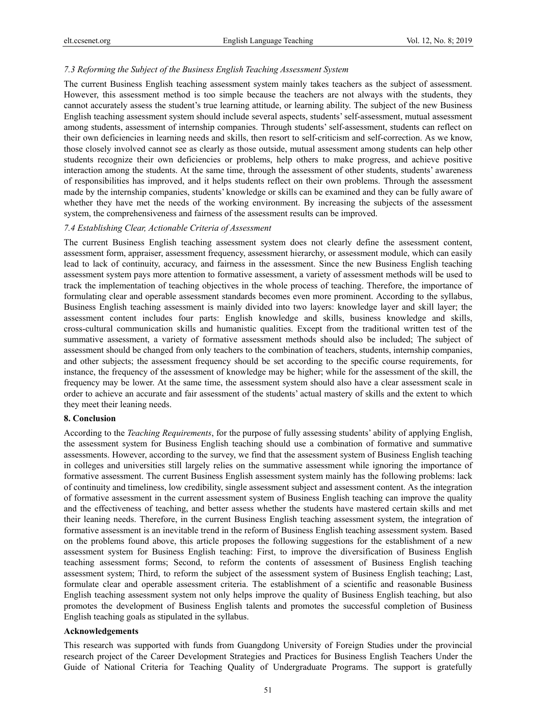### *7.3 Reforming the Subject of the Business English Teaching Assessment System*

The current Business English teaching assessment system mainly takes teachers as the subject of assessment. However, this assessment method is too simple because the teachers are not always with the students, they cannot accurately assess the student's true learning attitude, or learning ability. The subject of the new Business English teaching assessment system should include several aspects, students' self-assessment, mutual assessment among students, assessment of internship companies. Through students' self-assessment, students can reflect on their own deficiencies in learning needs and skills, then resort to self-criticism and self-correction. As we know, those closely involved cannot see as clearly as those outside, mutual assessment among students can help other students recognize their own deficiencies or problems, help others to make progress, and achieve positive interaction among the students. At the same time, through the assessment of other students, students' awareness of responsibilities has improved, and it helps students reflect on their own problems. Through the assessment made by the internship companies, students' knowledge or skills can be examined and they can be fully aware of whether they have met the needs of the working environment. By increasing the subjects of the assessment system, the comprehensiveness and fairness of the assessment results can be improved.

### *7.4 Establishing Clear, Actionable Criteria of Assessment*

The current Business English teaching assessment system does not clearly define the assessment content, assessment form, appraiser, assessment frequency, assessment hierarchy, or assessment module, which can easily lead to lack of continuity, accuracy, and fairness in the assessment. Since the new Business English teaching assessment system pays more attention to formative assessment, a variety of assessment methods will be used to track the implementation of teaching objectives in the whole process of teaching. Therefore, the importance of formulating clear and operable assessment standards becomes even more prominent. According to the syllabus, Business English teaching assessment is mainly divided into two layers: knowledge layer and skill layer; the assessment content includes four parts: English knowledge and skills, business knowledge and skills, cross-cultural communication skills and humanistic qualities. Except from the traditional written test of the summative assessment, a variety of formative assessment methods should also be included; The subject of assessment should be changed from only teachers to the combination of teachers, students, internship companies, and other subjects; the assessment frequency should be set according to the specific course requirements, for instance, the frequency of the assessment of knowledge may be higher; while for the assessment of the skill, the frequency may be lower. At the same time, the assessment system should also have a clear assessment scale in order to achieve an accurate and fair assessment of the students' actual mastery of skills and the extent to which they meet their leaning needs.

## 8. Conclusion

According to the *Teaching Requirements*, for the purpose of fully assessing students' ability of applying English, the assessment system for Business English teaching should use a combination of formative and summative assessments. However, according to the survey, we find that the assessment system of Business English teaching in colleges and universities still largely relies on the summative assessment while ignoring the importance of formative assessment. The current Business English assessment system mainly has the following problems: lack of continuity and timeliness, low credibility, single assessment subject and assessment content. As the integration of formative assessment in the current assessment system of Business English teaching can improve the quality and the effectiveness of teaching, and better assess whether the students have mastered certain skills and met their leaning needs. Therefore, in the current Business English teaching assessment system, the integration of formative assessment is an inevitable trend in the reform of Business English teaching assessment system. Based on the problems found above, this article proposes the following suggestions for the establishment of a new assessment system for Business English teaching: First, to improve the diversification of Business English teaching assessment forms; Second, to reform the contents of assessment of Business English teaching assessment system; Third, to reform the subject of the assessment system of Business English teaching; Last, formulate clear and operable assessment criteria. The establishment of a scientific and reasonable Business English teaching assessment system not only helps improve the quality of Business English teaching, but also promotes the development of Business English talents and promotes the successful completion of Business English teaching goals as stipulated in the syllabus.

## Acknowledgements

This research was supported with funds from Guangdong University of Foreign Studies under the provincial research project of the Career Development Strategies and Practices for Business English Teachers Under the Guide of National Criteria for Teaching Quality of Undergraduate Programs. The support is gratefully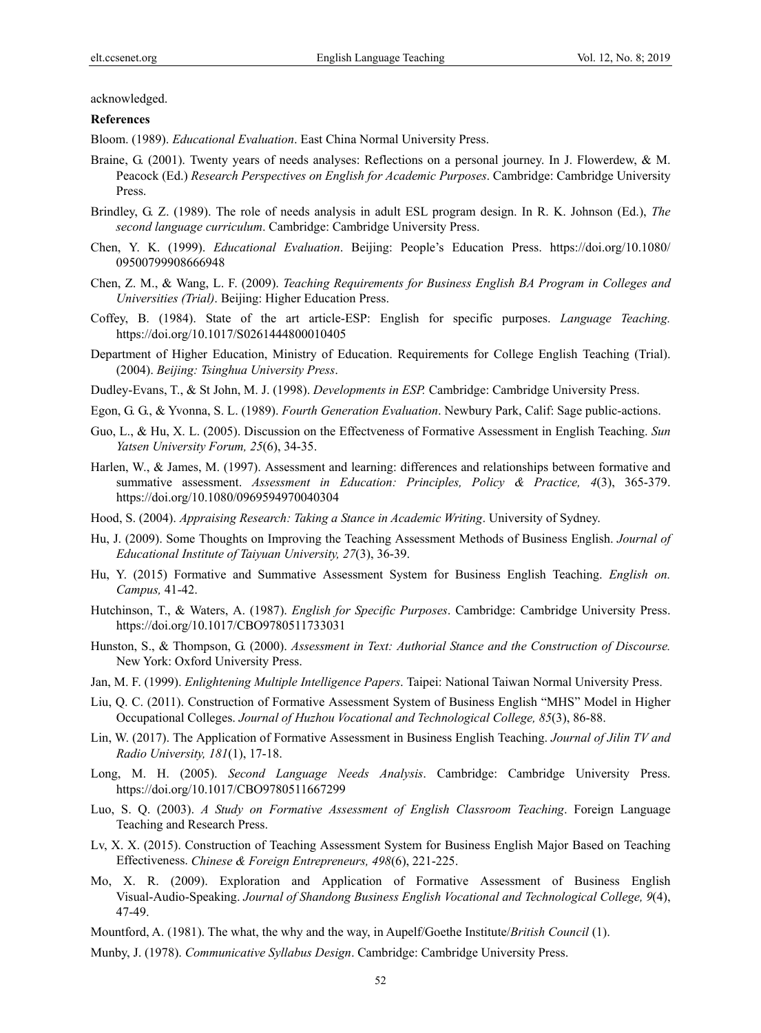acknowledged.

**References**

Bloom. (1989). *Educational Evaluation*. East China Normal University Press.

Braine, G. (2001). Twenty years of needs analyses: Reflections on a personal journey. In J. Flowerdew, & M. Peacock (Ed.) *Research Perspectives on English for Academic Purposes*. Cambridge: Cambridge University Press.

Brindley, G. Z. (1989). The role of needs analysis in adult ESL program design. In R. K. Johnson (Ed.), *The second language curriculum*. Cambridge: Cambridge University Press.

Chen, Y. K. (1999). *Educational Evaluation*. Beijing: People's Education Press. https://doi.org/10.1080/09500799908666948

Chen, Z. M., & Wang, L. F. (2009). *Teaching Requirements for Business English BA Program in Colleges and Universities (Trial)*. Beijing: Higher Education Press.

Coffey, B. (1984). State of the art article-ESP: English for specific purposes. *Language Teaching.* https://doi.org/10.1017/S0261444800010405

Department of Higher Education, Ministry of Education. Requirements for College English Teaching (Trial). (2004). *Beijing: Tsinghua University Press*.

Dudley-Evans, T., & St John, M. J. (1998). *Developments in ESP.* Cambridge: Cambridge University Press.

Egon, G. G., & Yvonna, S. L. (1989). *Fourth Generation Evaluation*. Newbury Park, Calif: Sage public-actions.

Guo, L., & Hu, X. L. (2005). Discussion on the Effectveness of Formative Assessment in English Teaching. *Sun Yatsen University Forum, 25*(6), 34-35.

Harlen, W., & James, M. (1997). Assessment and learning: differences and relationships between formative and summative assessment. *Assessment in Education: Principles, Policy & Practice, 4*(3), 365-379. https://doi.org/10.1080/0969594970040304

Hood, S. (2004). *Appraising Research: Taking a Stance in Academic Writing*. University of Sydney.

Hu, J. (2009). Some Thoughts on Improving the Teaching Assessment Methods of Business English. *Journal of Educational Institute of Taiyuan University, 27*(3), 36-39.

Hu, Y. (2015) Formative and Summative Assessment System for Business English Teaching. *English on. Campus,* 41-42.

Hutchinson, T., & Waters, A. (1987). *English for Specific Purposes*. Cambridge: Cambridge University Press. https://doi.org/10.1017/CBO9780511733031

Hunston, S., & Thompson, G. (2000). *Assessment in Text: Authorial Stance and the Construction of Discourse.* New York: Oxford University Press.

Jan, M. F. (1999). *Enlightening Multiple Intelligence Papers*. Taipei: National Taiwan Normal University Press.

Liu, Q. C. (2011). Construction of Formative Assessment System of Business English "MHS" Model in Higher Occupational Colleges. *Journal of Huzhou Vocational and Technological College, 85*(3), 86-88.

Lin, W. (2017). The Application of Formative Assessment in Business English Teaching. *Journal of Jilin TV and Radio University, 181*(1), 17-18.

Long, M. H. (2005). *Second Language Needs Analysis*. Cambridge: Cambridge University Press. https://doi.org/10.1017/CBO9780511667299

Luo, S. Q. (2003). *A Study on Formative Assessment of English Classroom Teaching*. Foreign Language Teaching and Research Press.

Lv, X. X. (2015). Construction of Teaching Assessment System for Business English Major Based on Teaching Effectiveness. *Chinese & Foreign Entrepreneurs, 498*(6), 221-225.

Mo, X. R. (2009). Exploration and Application of Formative Assessment of Business English Visual-Audio-Speaking. *Journal of Shandong Business English Vocational and Technological College, 9*(4), 47-49.

Mountford, A. (1981). The what, the why and the way, in Aupelf/Goethe Institute/*British Council* (1).

Munby, J. (1978). *Communicative Syllabus Design*. Cambridge: Cambridge University Press.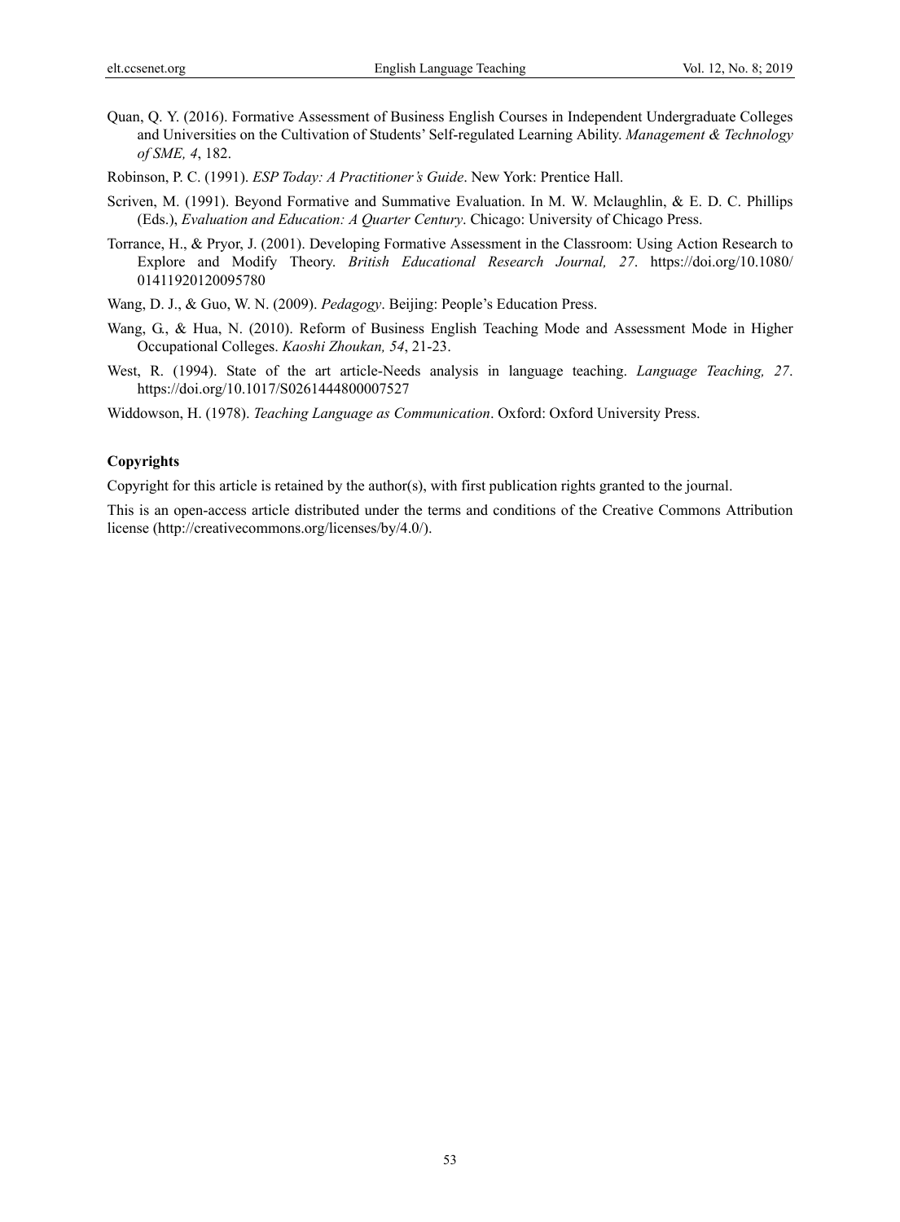Quan, Q. Y. (2016). Formative Assessment of Business English Courses in Independent Undergraduate Colleges and Universities on the Cultivation of Students' Self-regulated Learning Ability. *Management & Technology of SME, 4*, 182.

Robinson, P. C. (1991). *ESP Today: A Practitioner's Guide*. New York: Prentice Hall.

Scriven, M. (1991). Beyond Formative and Summative Evaluation. In M. W. Mclaughlin, & E. D. C. Phillips (Eds.), *Evaluation and Education: A Quarter Century*. Chicago: University of Chicago Press.

Torrance, H., & Pryor, J. (2001). Developing Formative Assessment in the Classroom: Using Action Research to Explore and Modify Theory. *British Educational Research Journal, 27*. https://doi.org/10.1080/01411920120095780

Wang, D. J., & Guo, W. N. (2009). *Pedagogy*. Beijing: People's Education Press.

Wang, G., & Hua, N. (2010). Reform of Business English Teaching Mode and Assessment Mode in Higher Occupational Colleges. *Kaoshi Zhoukan, 54*, 21-23.

West, R. (1994). State of the art article-Needs analysis in language teaching. *Language Teaching, 27*. https://doi.org/10.1017/S0261444800007527

Widdowson, H. (1978). *Teaching Language as Communication*. Oxford: Oxford University Press.

## Copyrights

Copyright for this article is retained by the author(s), with first publication rights granted to the journal.

This is an open-access article distributed under the terms and conditions of the Creative Commons Attribution license (http://creativecommons.org/licenses/by/4.0/).